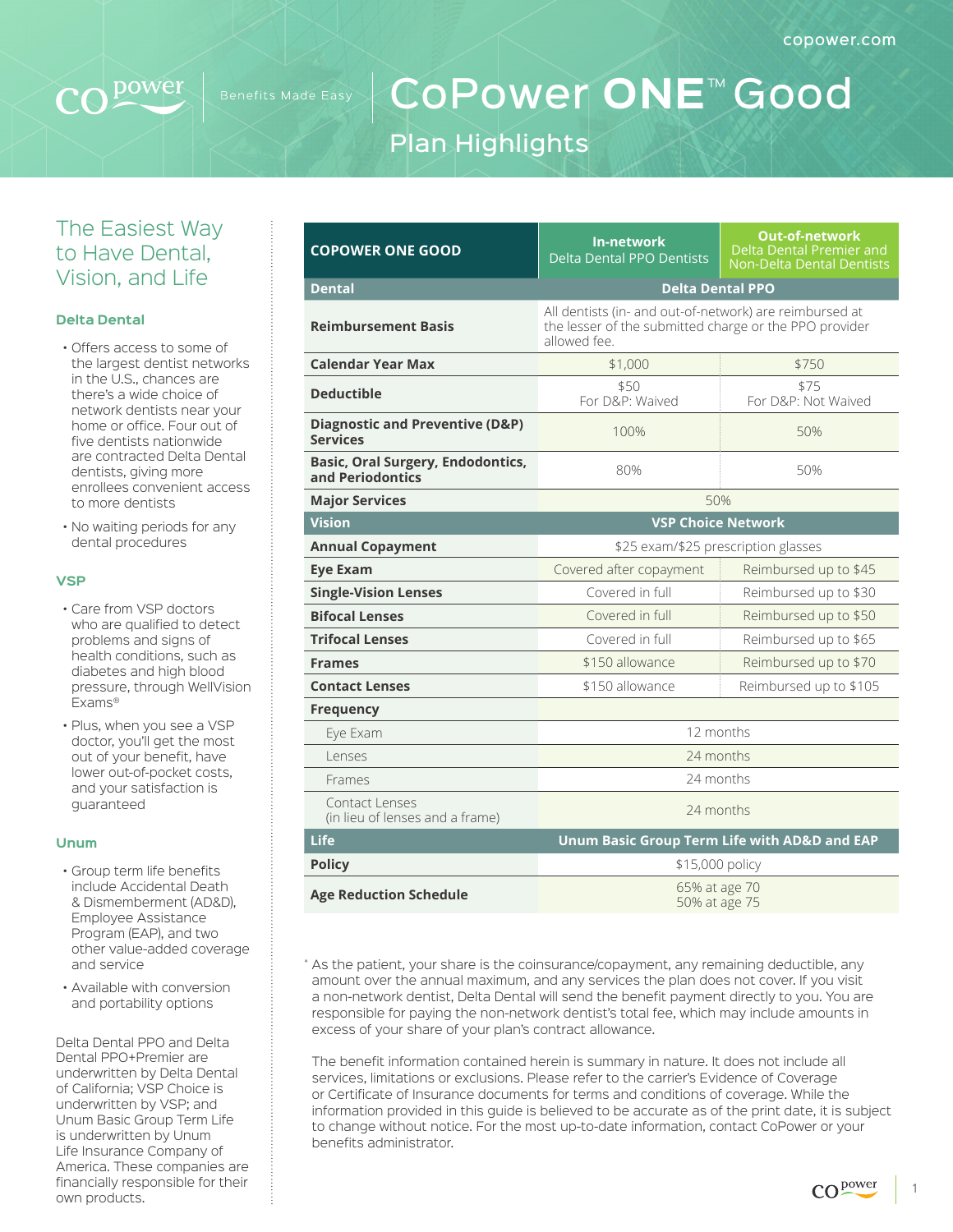# CoPower ONE™ Good

## Plan Highlights

## The Easiest Way to Have Dental, Vision, and Life

### Delta Dental

- Offers access to some of the largest dentist networks in the U.S., chances are there's a wide choice of network dentists near your home or office. Four out of five dentists nationwide are contracted Delta Dental dentists, giving more enrollees convenient access to more dentists
- No waiting periods for any dental procedures

### VSP

- Care from VSP doctors who are qualified to detect problems and signs of health conditions, such as diabetes and high blood pressure, through WellVision Exams®
- Plus, when you see a VSP doctor, you'll get the most out of your benefit, have lower out-of-pocket costs, and your satisfaction is guaranteed

### Unum

- Group term life benefits include Accidental Death & Dismemberment (AD&D), Employee Assistance Program (EAP), and two other value-added coverage and service
- Available with conversion and portability options

Delta Dental PPO and Delta Dental PPO+Premier are underwritten by Delta Dental of California; VSP Choice is underwritten by VSP; and Unum Basic Group Term Life is underwritten by Unum Life Insurance Company of America. These companies are financially responsible for their own products.

| COPOWER ONE GOOD | In-network Delta Dental PPO Dentists | Out-of-network Delta Dental Premier and Non-Delta Dental Dentists |
|---|---|---|
| **Dental** | **Delta Dental PPO** | |
| **Reimbursement Basis** | All dentists (in- and out-of-network) are reimbursed at the lesser of the submitted charge or the PPO provider allowed fee. | |
| **Calendar Year Max** | $1,000 | $750 |
| **Deductible** | $50 For D&P: Waived | $75 For D&P: Not Waived |
| **Diagnostic and Preventive (D&P) Services** | 100% | 50% |
| **Basic, Oral Surgery, Endodontics, and Periodontics** | 80% | 50% |
| **Major Services** | 50% | |
| **Vision** | **VSP Choice Network** | |
| **Annual Copayment** | $25 exam/$25 prescription glasses | |
| **Eye Exam** | Covered after copayment | Reimbursed up to $45 |
| **Single-Vision Lenses** | Covered in full | Reimbursed up to $30 |
| **Bifocal Lenses** | Covered in full | Reimbursed up to $50 |
| **Trifocal Lenses** | Covered in full | Reimbursed up to $65 |
| **Frames** | $150 allowance | Reimbursed up to $70 |
| **Contact Lenses** | $150 allowance | Reimbursed up to $105 |
| **Frequency** | | |
| Eye Exam | 12 months | |
| Lenses | 24 months | |
| Frames | 24 months | |
| Contact Lenses (in lieu of lenses and a frame) | 24 months | |
| **Life** | **Unum Basic Group Term Life with AD&D and EAP** | |
| **Policy** | $15,000 policy | |
| **Age Reduction Schedule** | 65% at age 70<br>50% at age 75 | |

* As the patient, your share is the coinsurance/copayment, any remaining deductible, any amount over the annual maximum, and any services the plan does not cover. If you visit a non-network dentist, Delta Dental will send the benefit payment directly to you. You are responsible for paying the non-network dentist's total fee, which may include amounts in excess of your share of your plan's contract allowance.

The benefit information contained herein is summary in nature. It does not include all services, limitations or exclusions. Please refer to the carrier's Evidence of Coverage or Certificate of Insurance documents for terms and conditions of coverage. While the information provided in this guide is believed to be accurate as of the print date, it is subject to change without notice. For the most up-to-date information, contact CoPower or your benefits administrator.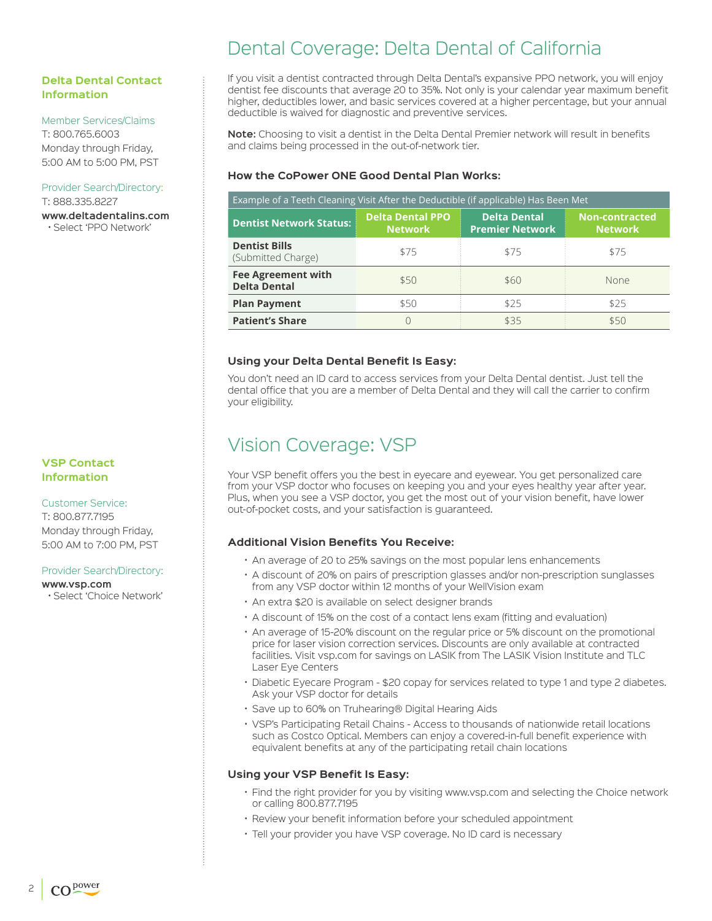# Dental Coverage: Delta Dental of California

**Delta Dental Contact Information**

Member Services/Claims
T: 800.765.6003
Monday through Friday, 5:00 AM to 5:00 PM, PST

Provider Search/Directory:
T: 888.335.8227
**www.deltadentalins.com**
• Select 'PPO Network'

If you visit a dentist contracted through Delta Dental's expansive PPO network, you will enjoy dentist fee discounts that average 20 to 35%. Not only is your calendar year maximum benefit higher, deductibles lower, and basic services covered at a higher percentage, but your annual deductible is waived for diagnostic and preventive services.

**Note:** Choosing to visit a dentist in the Delta Dental Premier network will result in benefits and claims being processed in the out-of-network tier.

### How the CoPower ONE Good Dental Plan Works:

| Example of a Teeth Cleaning Visit After the Deductible (if applicable) Has Been Met | | | |
|---|---|---|---|
| **Dentist Network Status:** | **Delta Dental PPO Network** | **Delta Dental Premier Network** | **Non-contracted Network** |
| **Dentist Bills** (Submitted Charge) | $75 | $75 | $75 |
| **Fee Agreement with Delta Dental** | $50 | $60 | None |
| **Plan Payment** | $50 | $25 | $25 |
| **Patient's Share** | 0 | $35 | $50 |

### Using your Delta Dental Benefit Is Easy:

You don't need an ID card to access services from your Delta Dental dentist. Just tell the dental office that you are a member of Delta Dental and they will call the carrier to confirm your eligibility.

# Vision Coverage: VSP

**VSP Contact Information**

Customer Service:
T: 800.877.7195
Monday through Friday, 5:00 AM to 7:00 PM, PST

Provider Search/Directory:
**www.vsp.com**
• Select 'Choice Network'

Your VSP benefit offers you the best in eyecare and eyewear. You get personalized care from your VSP doctor who focuses on keeping you and your eyes healthy year after year. Plus, when you see a VSP doctor, you get the most out of your vision benefit, have lower out-of-pocket costs, and your satisfaction is guaranteed.

### Additional Vision Benefits You Receive:

- An average of 20 to 25% savings on the most popular lens enhancements
- A discount of 20% on pairs of prescription glasses and/or non-prescription sunglasses from any VSP doctor within 12 months of your WellVision exam
- An extra $20 is available on select designer brands
- A discount of 15% on the cost of a contact lens exam (fitting and evaluation)
- An average of 15-20% discount on the regular price or 5% discount on the promotional price for laser vision correction services. Discounts are only available at contracted facilities. Visit vsp.com for savings on LASIK from The LASIK Vision Institute and TLC Laser Eye Centers
- Diabetic Eyecare Program - $20 copay for services related to type 1 and type 2 diabetes. Ask your VSP doctor for details
- Save up to 60% on Truhearing® Digital Hearing Aids
- VSP's Participating Retail Chains - Access to thousands of nationwide retail locations such as Costco Optical. Members can enjoy a covered-in-full benefit experience with equivalent benefits at any of the participating retail chain locations

### Using your VSP Benefit Is Easy:

- Find the right provider for you by visiting www.vsp.com and selecting the Choice network or calling 800.877.7195
- Review your benefit information before your scheduled appointment
- Tell your provider you have VSP coverage. No ID card is necessary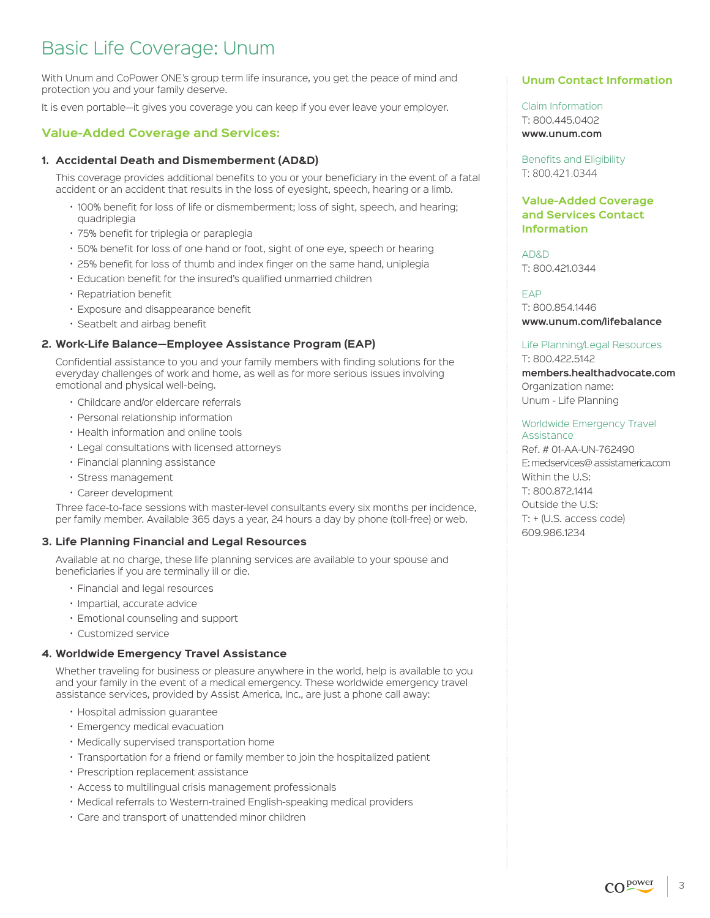# Basic Life Coverage: Unum

With Unum and CoPower ONE's group term life insurance, you get the peace of mind and protection you and your family deserve.

It is even portable—it gives you coverage you can keep if you ever leave your employer.

## Value-Added Coverage and Services:

### 1. Accidental Death and Dismemberment (AD&D)

This coverage provides additional benefits to you or your beneficiary in the event of a fatal accident or an accident that results in the loss of eyesight, speech, hearing or a limb.

- 100% benefit for loss of life or dismemberment; loss of sight, speech, and hearing; quadriplegia
- 75% benefit for triplegia or paraplegia
- 50% benefit for loss of one hand or foot, sight of one eye, speech or hearing
- 25% benefit for loss of thumb and index finger on the same hand, uniplegia
- Education benefit for the insured's qualified unmarried children
- Repatriation benefit
- Exposure and disappearance benefit
- Seatbelt and airbag benefit

### 2. Work-Life Balance—Employee Assistance Program (EAP)

Confidential assistance to you and your family members with finding solutions for the everyday challenges of work and home, as well as for more serious issues involving emotional and physical well-being.

- Childcare and/or eldercare referrals
- Personal relationship information
- Health information and online tools
- Legal consultations with licensed attorneys
- Financial planning assistance
- Stress management
- Career development

Three face-to-face sessions with master-level consultants every six months per incidence, per family member. Available 365 days a year, 24 hours a day by phone (toll-free) or web.

### 3. Life Planning Financial and Legal Resources

Available at no charge, these life planning services are available to your spouse and beneficiaries if you are terminally ill or die.

- Financial and legal resources
- Impartial, accurate advice
- Emotional counseling and support
- Customized service

### 4. Worldwide Emergency Travel Assistance

Whether traveling for business or pleasure anywhere in the world, help is available to you and your family in the event of a medical emergency. These worldwide emergency travel assistance services, provided by Assist America, Inc., are just a phone call away:

- Hospital admission guarantee
- Emergency medical evacuation
- Medically supervised transportation home
- Transportation for a friend or family member to join the hospitalized patient
- Prescription replacement assistance
- Access to multilingual crisis management professionals
- Medical referrals to Western-trained English-speaking medical providers
- Care and transport of unattended minor children

## Unum Contact Information

Claim Information
T: 800.445.0402
**www.unum.com**

Benefits and Eligibility
T: 800.421.0344

## Value-Added Coverage and Services Contact Information

AD&D
T: 800.421.0344

EAP
T: 800.854.1446
**www.unum.com/lifebalance**

Life Planning/Legal Resources
T: 800.422.5142
**members.healthadvocate.com**
Organization name:
Unum - Life Planning

Worldwide Emergency Travel Assistance
Ref. # 01-AA-UN-762490
E: medservices@ assistamerica.com
Within the U.S:
T: 800.872.1414
Outside the U.S:
T: + (U.S. access code) 609.986.1234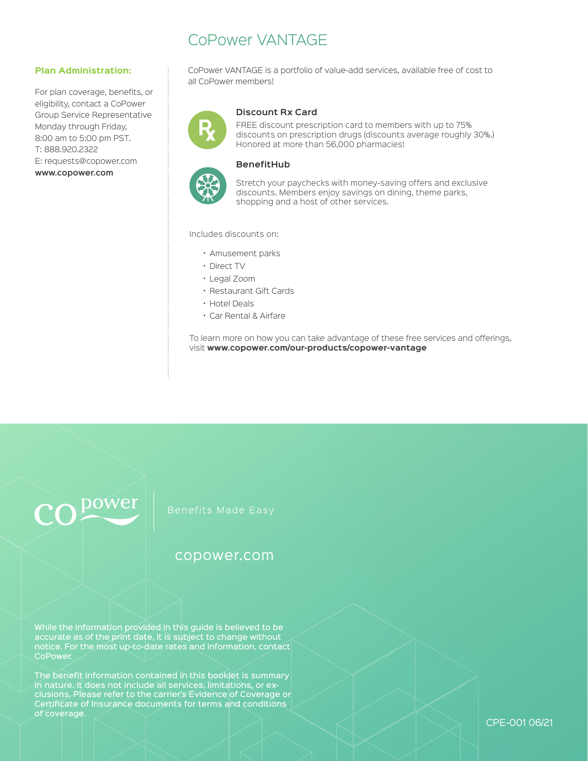# CoPower VANTAGE

**Plan Administration:**

For plan coverage, benefits, or eligibility, contact a CoPower Group Service Representative Monday through Friday, 8:00 am to 5:00 pm PST.
T: 888.920.2322
E: requests@copower.com
**www.copower.com**

CoPower VANTAGE is a portfolio of value-add services, available free of cost to all CoPower members!

### Discount Rx Card

FREE discount prescription card to members with up to 75% discounts on prescription drugs (discounts average roughly 30%.) Honored at more than 56,000 pharmacies!

### BenefitHub

Stretch your paychecks with money-saving offers and exclusive discounts. Members enjoy savings on dining, theme parks, shopping and a host of other services.

Includes discounts on:

- Amusement parks
- Direct TV
- Legal Zoom
- Restaurant Gift Cards
- Hotel Deals
- Car Rental & Airfare

To learn more on how you can take advantage of these free services and offerings, visit **www.copower.com/our-products/copower-vantage**

co power

Benefits Made Easy

copower.com

While the information provided in this guide is believed to be accurate as of the print date, it is subject to change without notice. For the most up-to-date rates and information, contact CoPower.

The benefit information contained in this booklet is summary in nature. It does not include all services, limitations, or exclusions. Please refer to the carrier's Evidence of Coverage or Certificate of Insurance documents for terms and conditions of coverage.

CPE-001 06/21